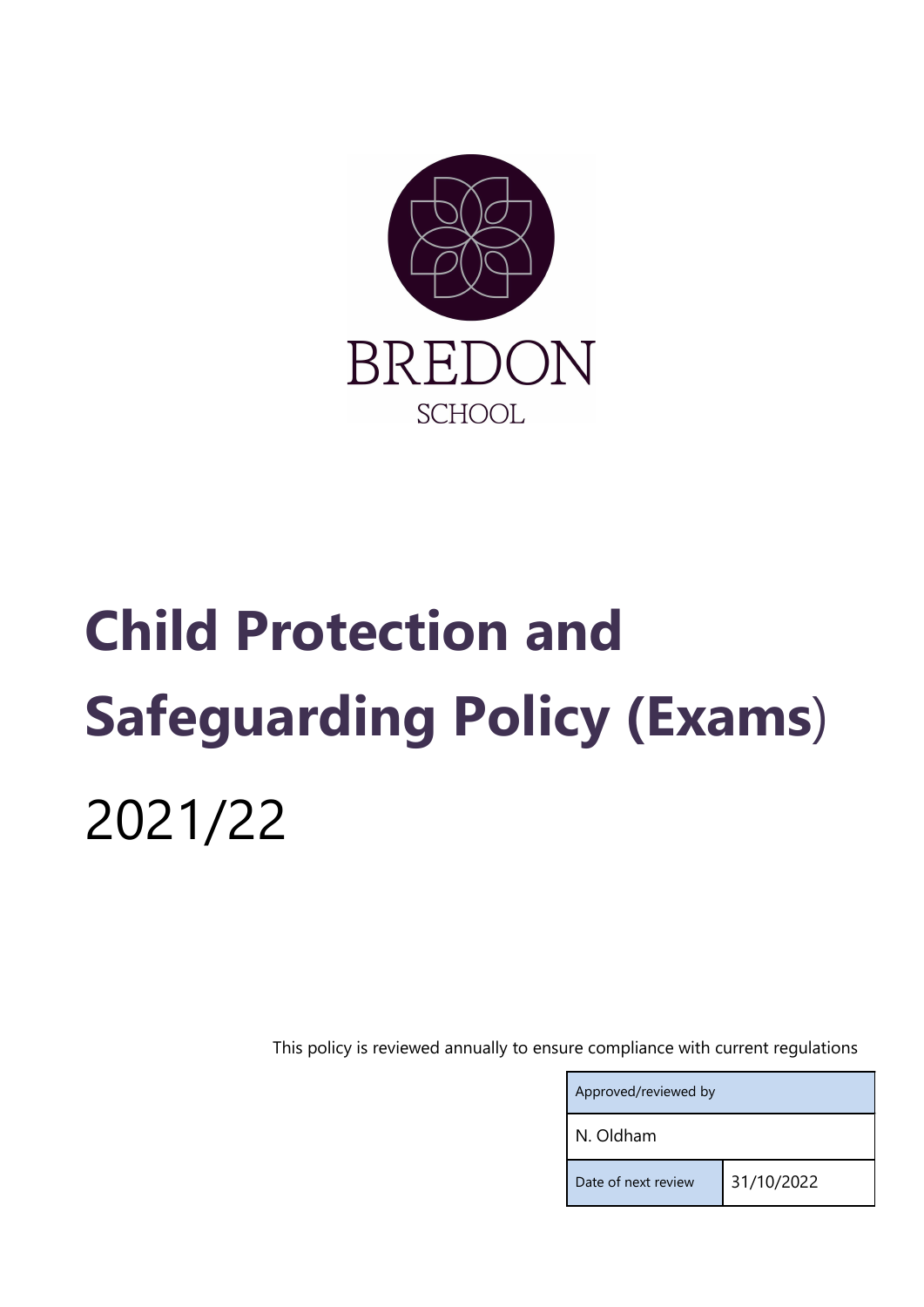BREDON

SCHOOL

# Child Protection and Safeguarding Policy (Exams)

2021/22

This policy is reviewed annually to ensure compliance with current regulations

| Approved/reviewed by | |
|---|---|
| N. Oldham | |
| Date of next review | 31/10/2022 |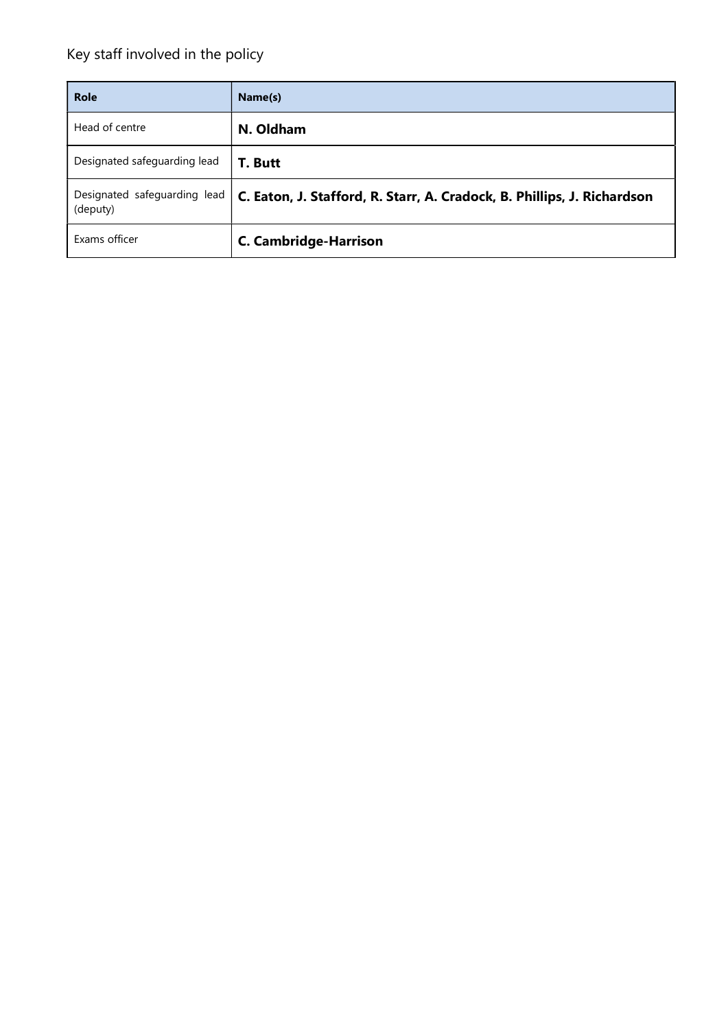Key staff involved in the policy

| Role | Name(s) |
| --- | --- |
| Head of centre | **N. Oldham** |
| Designated safeguarding lead | **T. Butt** |
| Designated safeguarding lead (deputy) | **C. Eaton, J. Stafford, R. Starr, A. Cradock, B. Phillips, J. Richardson** |
| Exams officer | **C. Cambridge-Harrison** |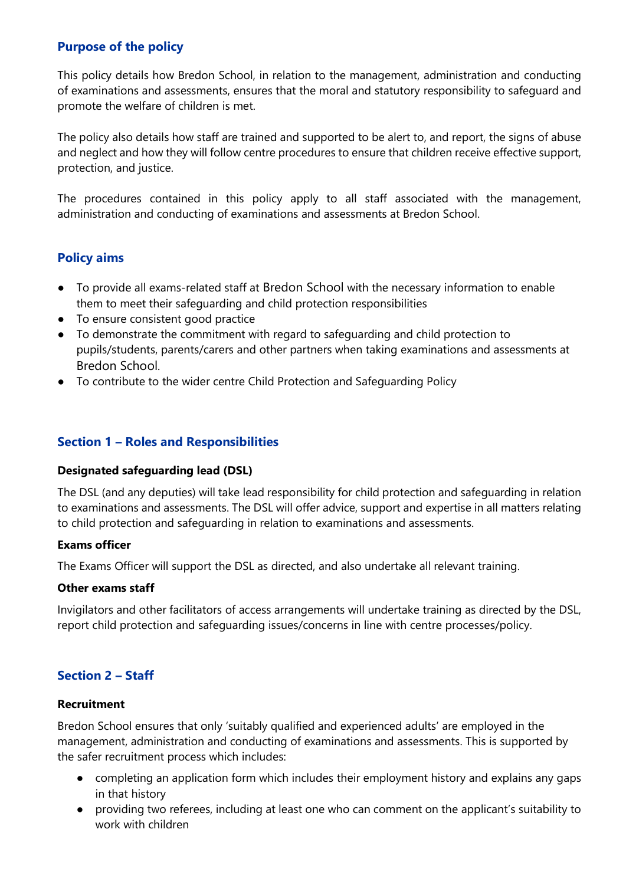## Purpose of the policy

This policy details how Bredon School, in relation to the management, administration and conducting of examinations and assessments, ensures that the moral and statutory responsibility to safeguard and promote the welfare of children is met.

The policy also details how staff are trained and supported to be alert to, and report, the signs of abuse and neglect and how they will follow centre procedures to ensure that children receive effective support, protection, and justice.

The procedures contained in this policy apply to all staff associated with the management, administration and conducting of examinations and assessments at Bredon School.

## Policy aims

- To provide all exams-related staff at Bredon School with the necessary information to enable them to meet their safeguarding and child protection responsibilities
- To ensure consistent good practice
- To demonstrate the commitment with regard to safeguarding and child protection to pupils/students, parents/carers and other partners when taking examinations and assessments at Bredon School.
- To contribute to the wider centre Child Protection and Safeguarding Policy

## Section 1 – Roles and Responsibilities

**Designated safeguarding lead (DSL)**

The DSL (and any deputies) will take lead responsibility for child protection and safeguarding in relation to examinations and assessments. The DSL will offer advice, support and expertise in all matters relating to child protection and safeguarding in relation to examinations and assessments.

**Exams officer**

The Exams Officer will support the DSL as directed, and also undertake all relevant training.

**Other exams staff**

Invigilators and other facilitators of access arrangements will undertake training as directed by the DSL, report child protection and safeguarding issues/concerns in line with centre processes/policy.

## Section 2 – Staff

**Recruitment**

Bredon School ensures that only 'suitably qualified and experienced adults' are employed in the management, administration and conducting of examinations and assessments. This is supported by the safer recruitment process which includes:

- completing an application form which includes their employment history and explains any gaps in that history
- providing two referees, including at least one who can comment on the applicant's suitability to work with children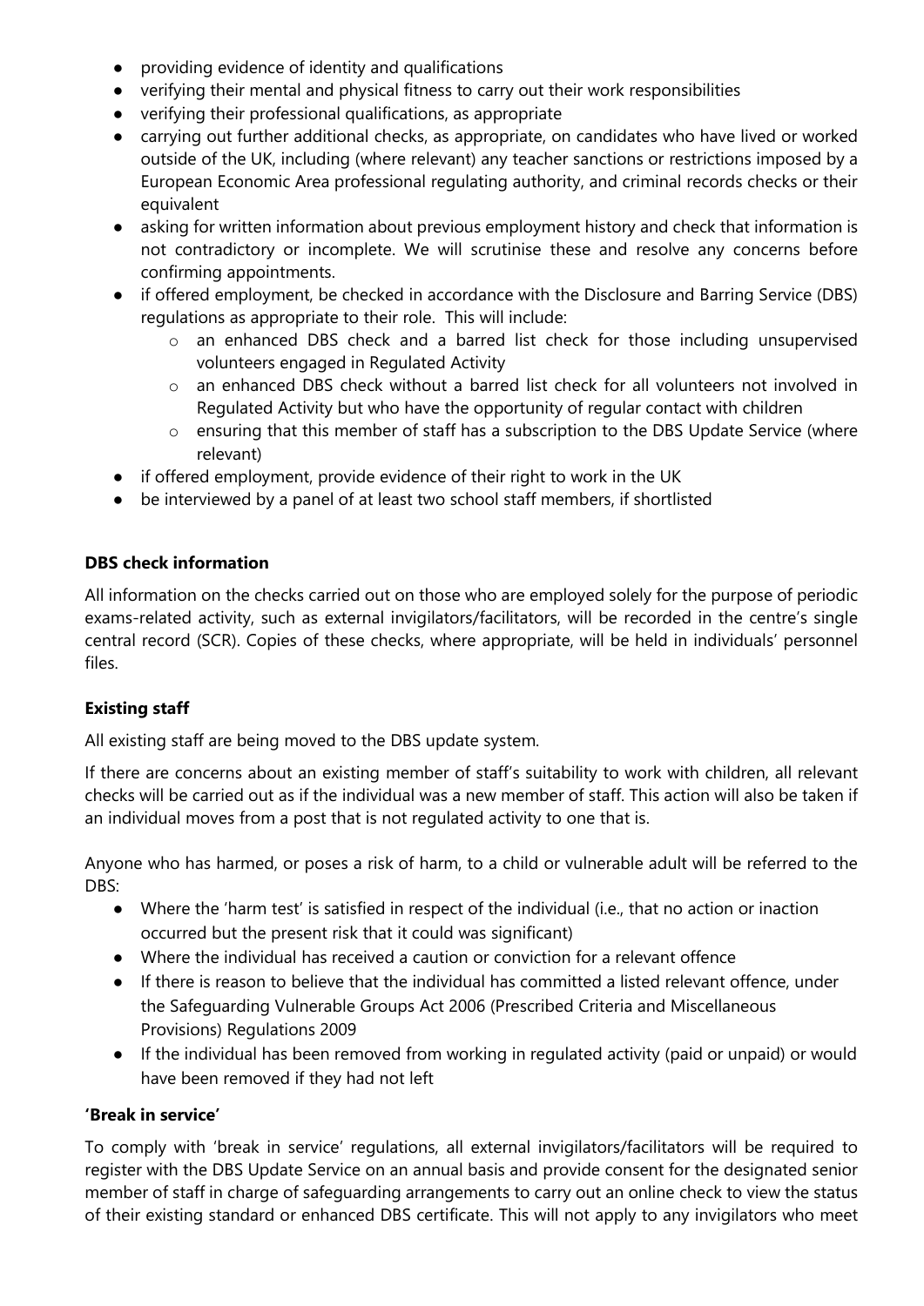- providing evidence of identity and qualifications
- verifying their mental and physical fitness to carry out their work responsibilities
- verifying their professional qualifications, as appropriate
- carrying out further additional checks, as appropriate, on candidates who have lived or worked outside of the UK, including (where relevant) any teacher sanctions or restrictions imposed by a European Economic Area professional regulating authority, and criminal records checks or their equivalent
- asking for written information about previous employment history and check that information is not contradictory or incomplete. We will scrutinise these and resolve any concerns before confirming appointments.
- if offered employment, be checked in accordance with the Disclosure and Barring Service (DBS) regulations as appropriate to their role. This will include:
    - an enhanced DBS check and a barred list check for those including unsupervised volunteers engaged in Regulated Activity
    - an enhanced DBS check without a barred list check for all volunteers not involved in Regulated Activity but who have the opportunity of regular contact with children
    - ensuring that this member of staff has a subscription to the DBS Update Service (where relevant)
- if offered employment, provide evidence of their right to work in the UK
- be interviewed by a panel of at least two school staff members, if shortlisted

**DBS check information**

All information on the checks carried out on those who are employed solely for the purpose of periodic exams-related activity, such as external invigilators/facilitators, will be recorded in the centre's single central record (SCR). Copies of these checks, where appropriate, will be held in individuals' personnel files.

**Existing staff**

All existing staff are being moved to the DBS update system.

If there are concerns about an existing member of staff's suitability to work with children, all relevant checks will be carried out as if the individual was a new member of staff. This action will also be taken if an individual moves from a post that is not regulated activity to one that is.

Anyone who has harmed, or poses a risk of harm, to a child or vulnerable adult will be referred to the DBS:

- Where the 'harm test' is satisfied in respect of the individual (i.e., that no action or inaction occurred but the present risk that it could was significant)
- Where the individual has received a caution or conviction for a relevant offence
- If there is reason to believe that the individual has committed a listed relevant offence, under the Safeguarding Vulnerable Groups Act 2006 (Prescribed Criteria and Miscellaneous Provisions) Regulations 2009
- If the individual has been removed from working in regulated activity (paid or unpaid) or would have been removed if they had not left

**'Break in service'**

To comply with 'break in service' regulations, all external invigilators/facilitators will be required to register with the DBS Update Service on an annual basis and provide consent for the designated senior member of staff in charge of safeguarding arrangements to carry out an online check to view the status of their existing standard or enhanced DBS certificate. This will not apply to any invigilators who meet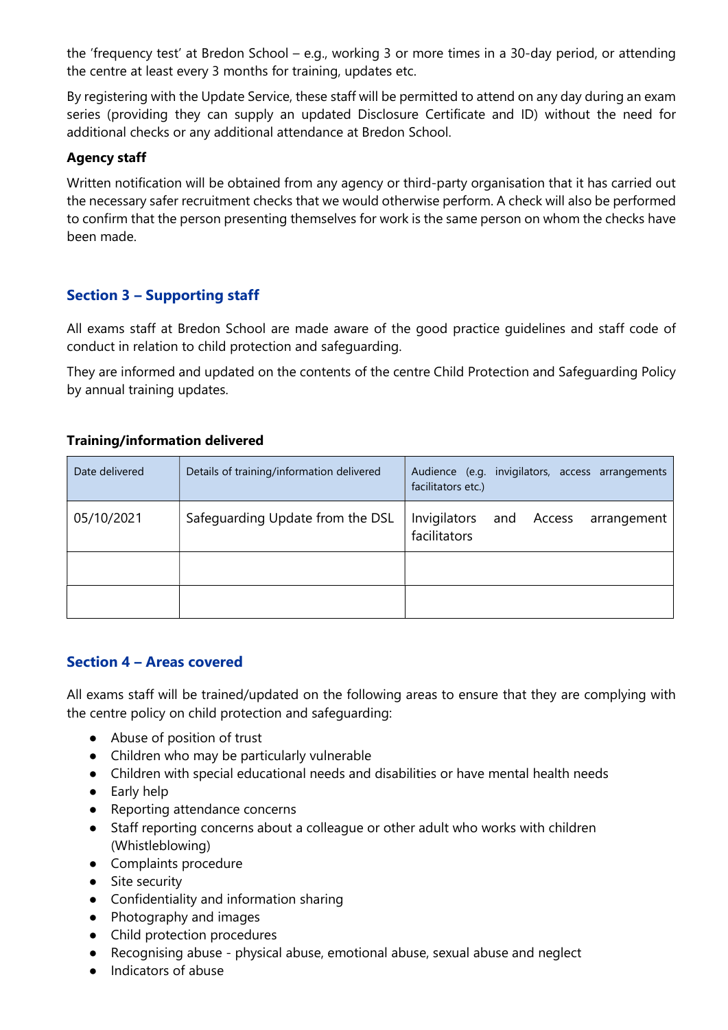the 'frequency test' at Bredon School – e.g., working 3 or more times in a 30-day period, or attending the centre at least every 3 months for training, updates etc.

By registering with the Update Service, these staff will be permitted to attend on any day during an exam series (providing they can supply an updated Disclosure Certificate and ID) without the need for additional checks or any additional attendance at Bredon School.

**Agency staff**

Written notification will be obtained from any agency or third-party organisation that it has carried out the necessary safer recruitment checks that we would otherwise perform. A check will also be performed to confirm that the person presenting themselves for work is the same person on whom the checks have been made.

## Section 3 – Supporting staff

All exams staff at Bredon School are made aware of the good practice guidelines and staff code of conduct in relation to child protection and safeguarding.

They are informed and updated on the contents of the centre Child Protection and Safeguarding Policy by annual training updates.

**Training/information delivered**

| Date delivered | Details of training/information delivered | Audience (e.g. invigilators, access arrangements facilitators etc.) |
|---|---|---|
| 05/10/2021 | Safeguarding Update from the DSL | Invigilators and Access arrangement facilitators |
| | | |
| | | |

## Section 4 – Areas covered

All exams staff will be trained/updated on the following areas to ensure that they are complying with the centre policy on child protection and safeguarding:

- Abuse of position of trust
- Children who may be particularly vulnerable
- Children with special educational needs and disabilities or have mental health needs
- Early help
- Reporting attendance concerns
- Staff reporting concerns about a colleague or other adult who works with children (Whistleblowing)
- Complaints procedure
- Site security
- Confidentiality and information sharing
- Photography and images
- Child protection procedures
- Recognising abuse - physical abuse, emotional abuse, sexual abuse and neglect
- Indicators of abuse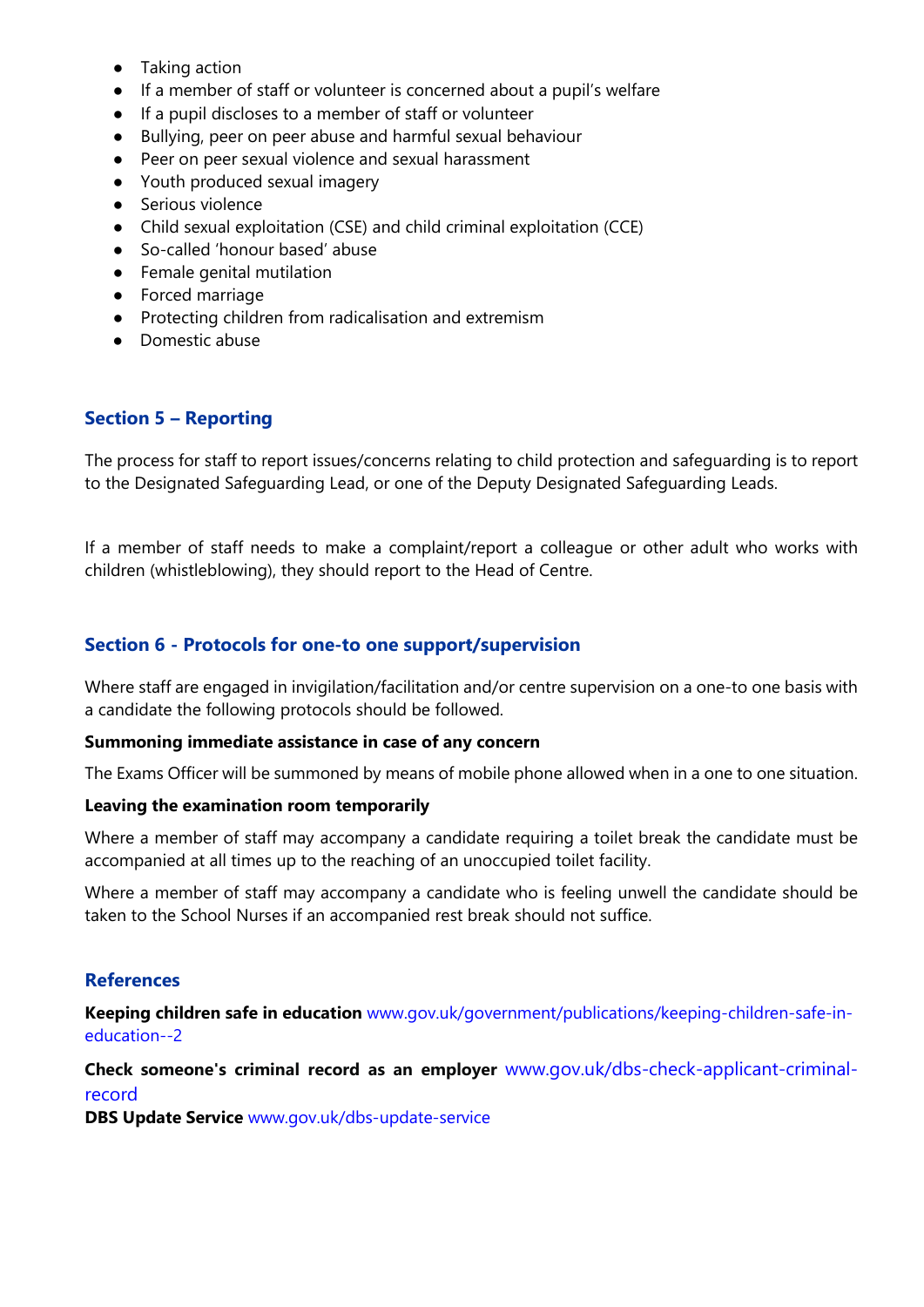- Taking action
- If a member of staff or volunteer is concerned about a pupil's welfare
- If a pupil discloses to a member of staff or volunteer
- Bullying, peer on peer abuse and harmful sexual behaviour
- Peer on peer sexual violence and sexual harassment
- Youth produced sexual imagery
- Serious violence
- Child sexual exploitation (CSE) and child criminal exploitation (CCE)
- So-called 'honour based' abuse
- Female genital mutilation
- Forced marriage
- Protecting children from radicalisation and extremism
- Domestic abuse

## Section 5 – Reporting

The process for staff to report issues/concerns relating to child protection and safeguarding is to report to the Designated Safeguarding Lead, or one of the Deputy Designated Safeguarding Leads.

If a member of staff needs to make a complaint/report a colleague or other adult who works with children (whistleblowing), they should report to the Head of Centre.

## Section 6 - Protocols for one-to one support/supervision

Where staff are engaged in invigilation/facilitation and/or centre supervision on a one-to one basis with a candidate the following protocols should be followed.

**Summoning immediate assistance in case of any concern**

The Exams Officer will be summoned by means of mobile phone allowed when in a one to one situation.

**Leaving the examination room temporarily**

Where a member of staff may accompany a candidate requiring a toilet break the candidate must be accompanied at all times up to the reaching of an unoccupied toilet facility.

Where a member of staff may accompany a candidate who is feeling unwell the candidate should be taken to the School Nurses if an accompanied rest break should not suffice.

## References

**Keeping children safe in education** www.gov.uk/government/publications/keeping-children-safe-in-education--2

**Check someone's criminal record as an employer** www.gov.uk/dbs-check-applicant-criminal-record

**DBS Update Service** www.gov.uk/dbs-update-service